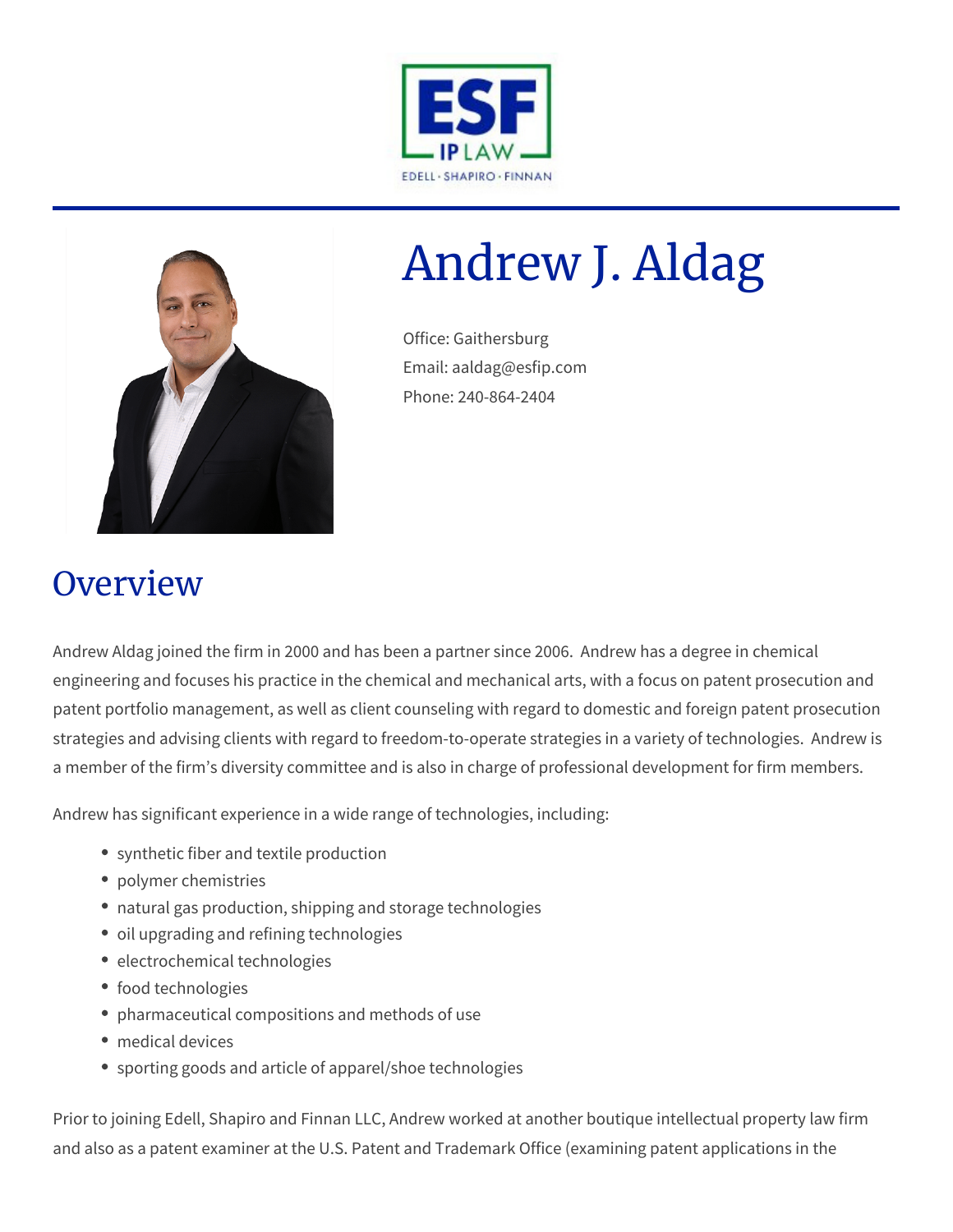ESF IP LAW
EDELL · SHAPIRO · FINNAN

# Andrew J. Aldag

Office: Gaithersburg
Email: aaldag@esfip.com
Phone: 240-864-2404

## Overview

Andrew Aldag joined the firm in 2000 and has been a partner since 2006. Andrew has a degree in chemical engineering and focuses his practice in the chemical and mechanical arts, with a focus on patent prosecution and patent portfolio management, as well as client counseling with regard to domestic and foreign patent prosecution strategies and advising clients with regard to freedom-to-operate strategies in a variety of technologies. Andrew is a member of the firm's diversity committee and is also in charge of professional development for firm members.

Andrew has significant experience in a wide range of technologies, including:

- synthetic fiber and textile production
- polymer chemistries
- natural gas production, shipping and storage technologies
- oil upgrading and refining technologies
- electrochemical technologies
- food technologies
- pharmaceutical compositions and methods of use
- medical devices
- sporting goods and article of apparel/shoe technologies

Prior to joining Edell, Shapiro and Finnan LLC, Andrew worked at another boutique intellectual property law firm and also as a patent examiner at the U.S. Patent and Trademark Office (examining patent applications in the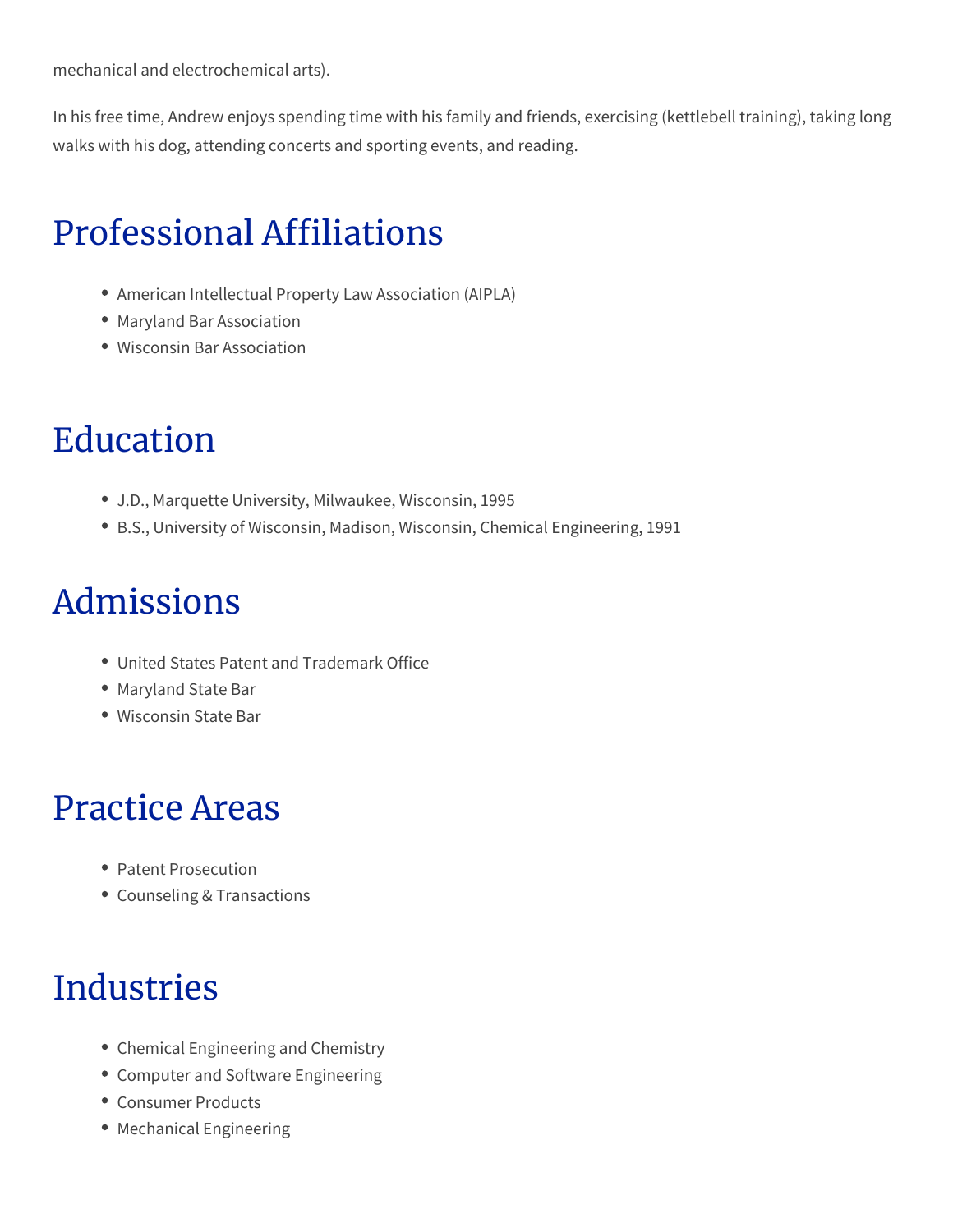mechanical and electrochemical arts).

In his free time, Andrew enjoys spending time with his family and friends, exercising (kettlebell training), taking long walks with his dog, attending concerts and sporting events, and reading.

## Professional Affiliations

- American Intellectual Property Law Association (AIPLA)
- Maryland Bar Association
- Wisconsin Bar Association

## Education

- J.D., Marquette University, Milwaukee, Wisconsin, 1995
- B.S., University of Wisconsin, Madison, Wisconsin, Chemical Engineering, 1991

## Admissions

- United States Patent and Trademark Office
- Maryland State Bar
- Wisconsin State Bar

## Practice Areas

- Patent Prosecution
- Counseling & Transactions

## Industries

- Chemical Engineering and Chemistry
- Computer and Software Engineering
- Consumer Products
- Mechanical Engineering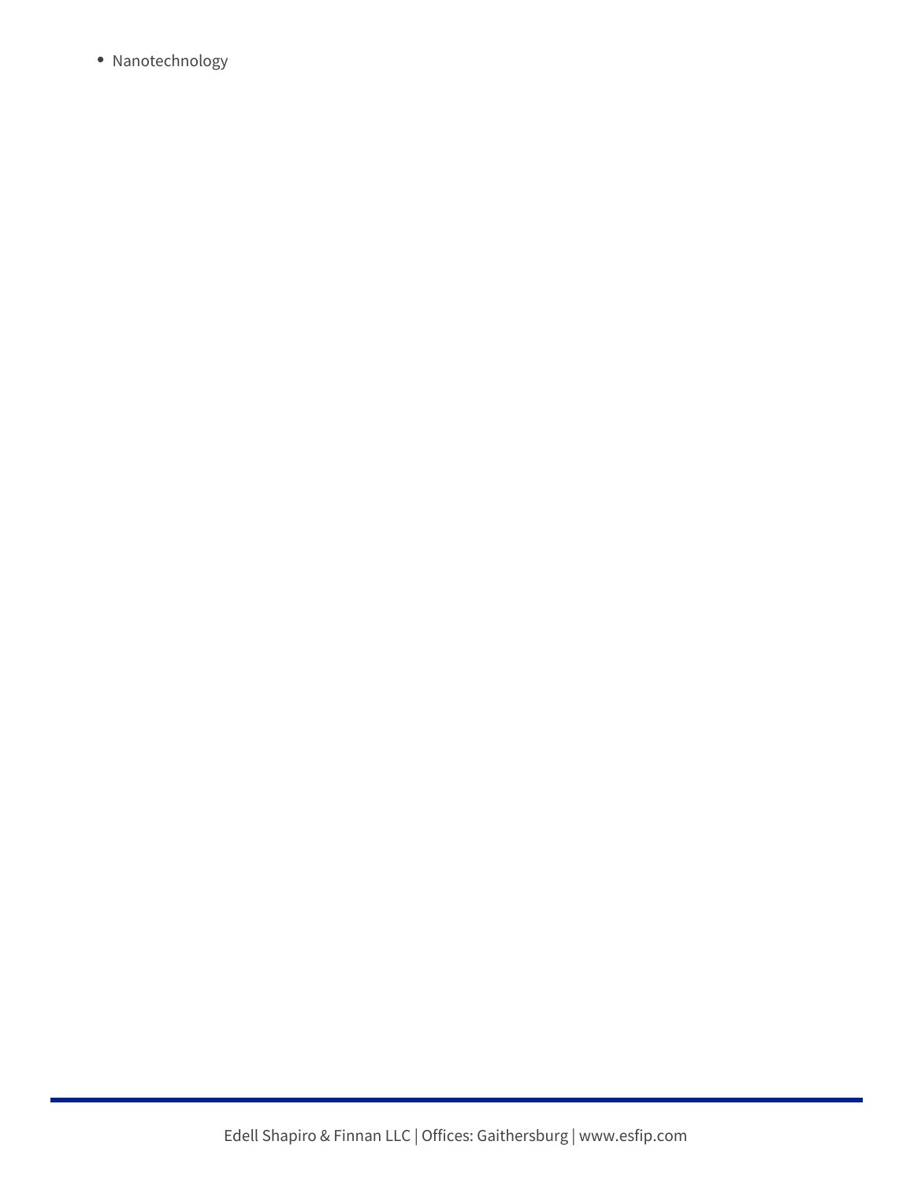- Nanotechnology